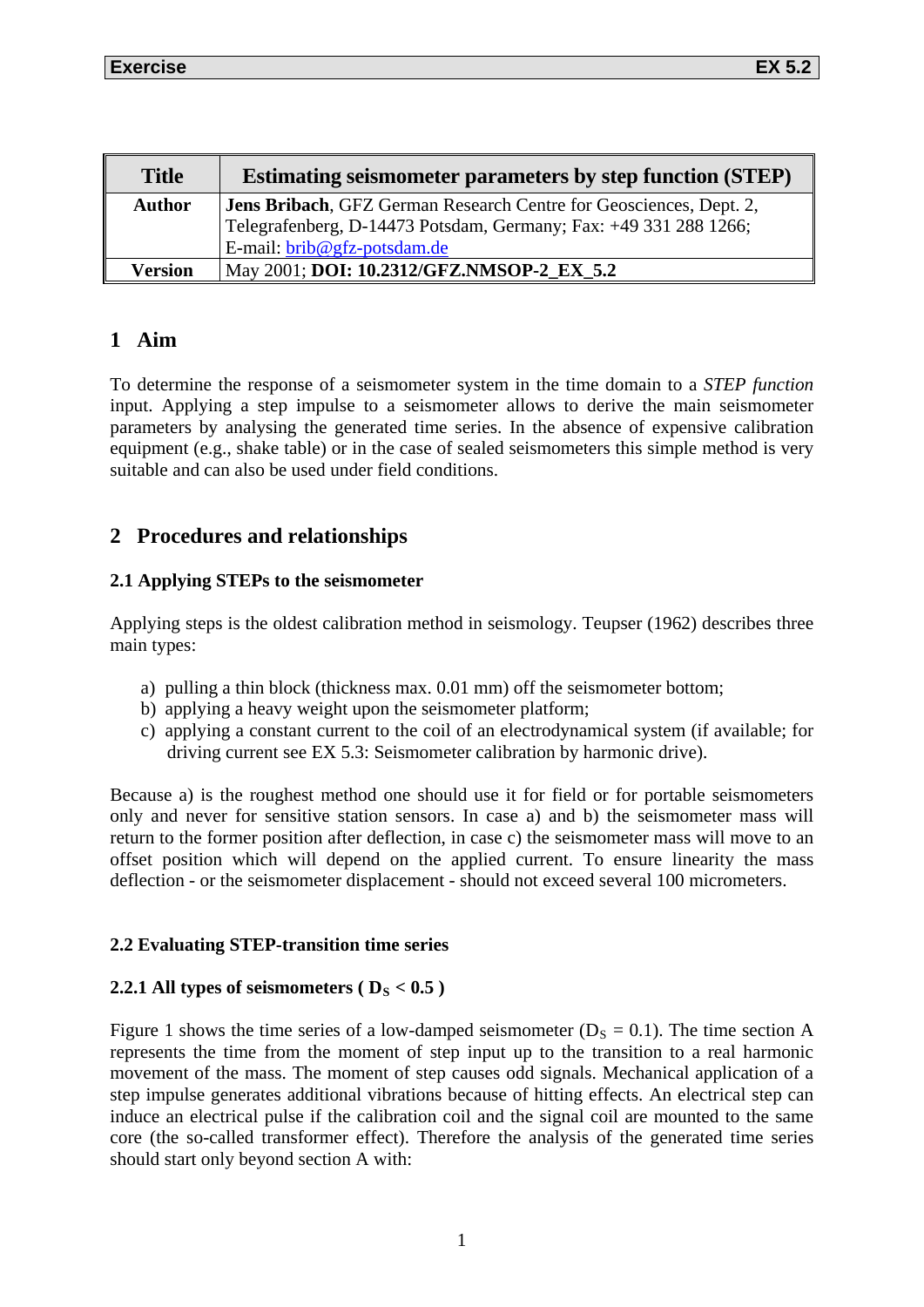| Title | Estimating seismometer parameters by step function (STEP) |
| --- | --- |
| Author | **Jens Bribach**, GFZ German Research Centre for Geosciences, Dept. 2, Telegrafenberg, D-14473 Potsdam, Germany; Fax: +49 331 288 1266; E-mail: brib@gfz-potsdam.de |
| Version | May 2001; **DOI: 10.2312/GFZ.NMSOP-2_EX_5.2** |

## 1 Aim

To determine the response of a seismometer system in the time domain to a *STEP function* input. Applying a step impulse to a seismometer allows to derive the main seismometer parameters by analysing the generated time series. In the absence of expensive calibration equipment (e.g., shake table) or in the case of sealed seismometers this simple method is very suitable and can also be used under field conditions.

## 2 Procedures and relationships

### 2.1 Applying STEPs to the seismometer

Applying steps is the oldest calibration method in seismology. Teupser (1962) describes three main types:

a) pulling a thin block (thickness max. 0.01 mm) off the seismometer bottom;
b) applying a heavy weight upon the seismometer platform;
c) applying a constant current to the coil of an electrodynamical system (if available; for driving current see EX 5.3: Seismometer calibration by harmonic drive).

Because a) is the roughest method one should use it for field or for portable seismometers only and never for sensitive station sensors. In case a) and b) the seismometer mass will return to the former position after deflection, in case c) the seismometer mass will move to an offset position which will depend on the applied current. To ensure linearity the mass deflection - or the seismometer displacement - should not exceed several 100 micrometers.

### 2.2 Evaluating STEP-transition time series

#### 2.2.1 All types of seismometers ( $D_S < 0.5$ )

Figure 1 shows the time series of a low-damped seismometer ($D_S = 0.1$). The time section A represents the time from the moment of step input up to the transition to a real harmonic movement of the mass. The moment of step causes odd signals. Mechanical application of a step impulse generates additional vibrations because of hitting effects. An electrical step can induce an electrical pulse if the calibration coil and the signal coil are mounted to the same core (the so-called transformer effect). Therefore the analysis of the generated time series should start only beyond section A with: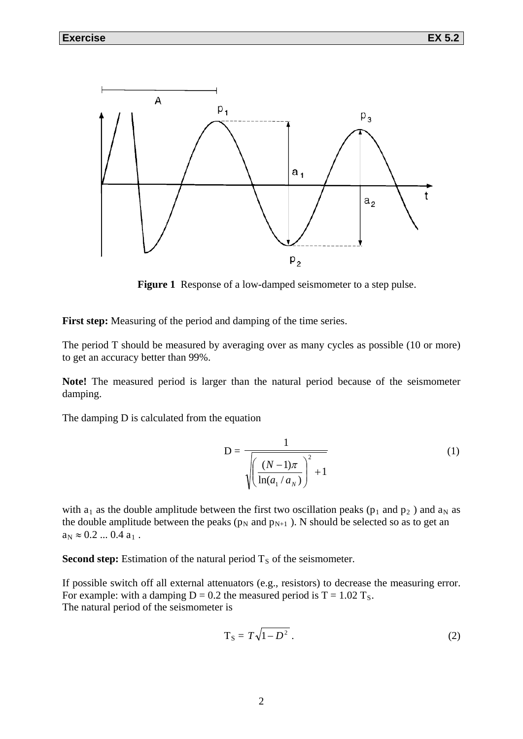**Exercise** **EX 5.2**

**Figure 1** Response of a low-damped seismometer to a step pulse.

**First step:** Measuring of the period and damping of the time series.

The period T should be measured by averaging over as many cycles as possible (10 or more) to get an accuracy better than 99%.

**Note!** The measured period is larger than the natural period because of the seismometer damping.

The damping D is calculated from the equation

$$D = \frac{1}{\sqrt{\left(\frac{(N-1)\pi}{\ln(a_1/a_N)}\right)^2 + 1}} \tag{1}$$

with $a_1$ as the double amplitude between the first two oscillation peaks ($p_1$ and $p_2$) and $a_N$ as the double amplitude between the peaks ($p_N$ and $p_{N+1}$). N should be selected so as to get an $a_N \approx 0.2 ... 0.4\, a_1$.

**Second step:** Estimation of the natural period $T_S$ of the seismometer.

If possible switch off all external attenuators (e.g., resistors) to decrease the measuring error. For example: with a damping $D = 0.2$ the measured period is $T = 1.02\, T_S$.
The natural period of the seismometer is

$$T_S = T\sqrt{1-D^2}\ . \tag{2}$$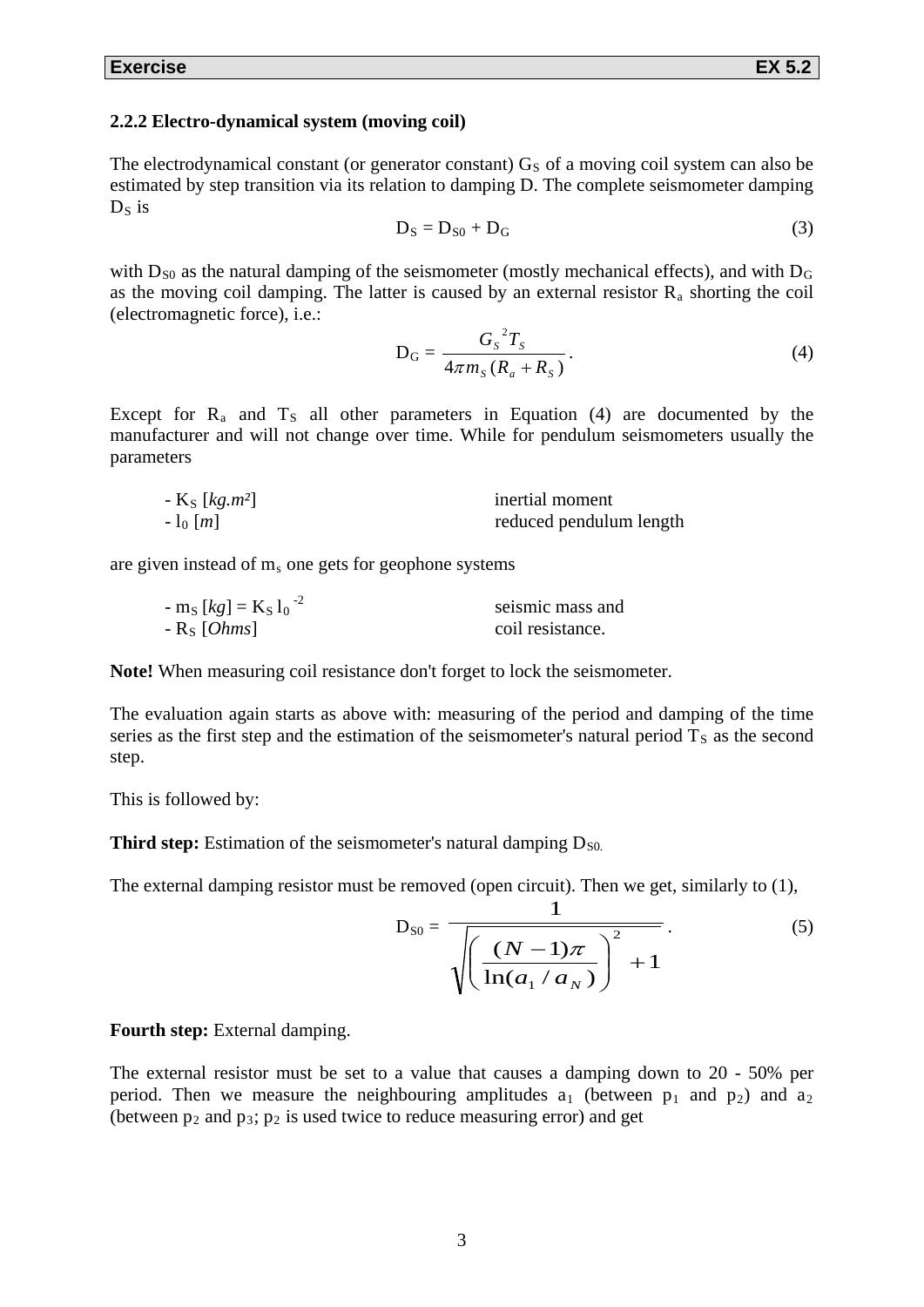### 2.2.2 Electro-dynamical system (moving coil)

The electrodynamical constant (or generator constant) $G_S$ of a moving coil system can also be estimated by step transition via its relation to damping D. The complete seismometer damping $D_S$ is

$$D_S = D_{S0} + D_G \tag{3}$$

with $D_{S0}$ as the natural damping of the seismometer (mostly mechanical effects), and with $D_G$ as the moving coil damping. The latter is caused by an external resistor $R_a$ shorting the coil (electromagnetic force), i.e.:

$$D_G = \frac{G_S{}^2 T_S}{4\pi m_S (R_a + R_S)}. \tag{4}$$

Except for $R_a$ and $T_S$ all other parameters in Equation (4) are documented by the manufacturer and will not change over time. While for pendulum seismometers usually the parameters

- $K_S$ [*kg.m²*] inertial moment
- $l_0$ [*m*] reduced pendulum length

are given instead of $m_s$ one gets for geophone systems

- $m_S$ [*kg*] = $K_S\, l_0^{-2}$ seismic mass and
- $R_S$ [*Ohms*] coil resistance.

**Note!** When measuring coil resistance don't forget to lock the seismometer.

The evaluation again starts as above with: measuring of the period and damping of the time series as the first step and the estimation of the seismometer's natural period $T_S$ as the second step.

This is followed by:

**Third step:** Estimation of the seismometer's natural damping $D_{S0}$.

The external damping resistor must be removed (open circuit). Then we get, similarly to (1),

$$D_{S0} = \frac{1}{\sqrt{\left(\frac{(N-1)\pi}{\ln(a_1/a_N)}\right)^2 + 1}}. \tag{5}$$

**Fourth step:** External damping.

The external resistor must be set to a value that causes a damping down to 20 - 50% per period. Then we measure the neighbouring amplitudes $a_1$ (between $p_1$ and $p_2$) and $a_2$ (between $p_2$ and $p_3$; $p_2$ is used twice to reduce measuring error) and get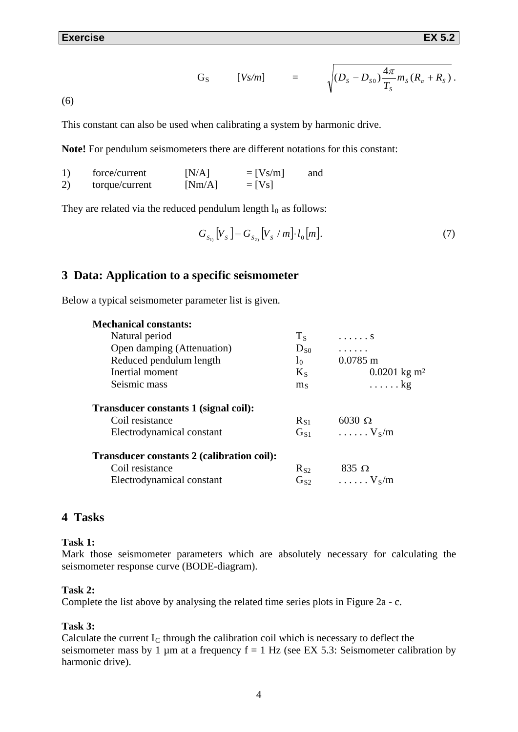$$G_S \quad [Vs/m] \quad = \quad \sqrt{(D_S - D_{S0})\frac{4\pi}{T_S} m_S (R_a + R_S)}\,. \qquad (6)$$

This constant can also be used when calibrating a system by harmonic drive.

**Note!** For pendulum seismometers there are different notations for this constant:

1) force/current [N/A] = [Vs/m] and
2) torque/current [Nm/A] = [Vs]

They are related via the reduced pendulum length $l_0$ as follows:

$$G_{S_{1)}}[V_S] = G_{S_{2)}}[V_S / m] \cdot l_0 [m]. \qquad (7)$$

## 3 Data: Application to a specific seismometer

Below a typical seismometer parameter list is given.

**Mechanical constants:**

| | | |
|---|---|---|
| Natural period | $T_S$ | . . . . . . s |
| Open damping (Attenuation) | $D_{S0}$ | . . . . . . |
| Reduced pendulum length | $l_0$ | 0.0785 m |
| Inertial moment | $K_S$ | 0.0201 kg m² |
| Seismic mass | $m_S$ | . . . . . . kg |

**Transducer constants 1 (signal coil):**

| | | |
|---|---|---|
| Coil resistance | $R_{S1}$ | 6030 Ω |
| Electrodynamical constant | $G_{S1}$ | . . . . . . $V_S$/m |

**Transducer constants 2 (calibration coil):**

| | | |
|---|---|---|
| Coil resistance | $R_{S2}$ | 835 Ω |
| Electrodynamical constant | $G_{S2}$ | . . . . . . $V_S$/m |

## 4 Tasks

**Task 1:**
Mark those seismometer parameters which are absolutely necessary for calculating the seismometer response curve (BODE-diagram).

**Task 2:**
Complete the list above by analysing the related time series plots in Figure 2a - c.

**Task 3:**
Calculate the current $I_C$ through the calibration coil which is necessary to deflect the seismometer mass by 1 µm at a frequency f = 1 Hz (see EX 5.3: Seismometer calibration by harmonic drive).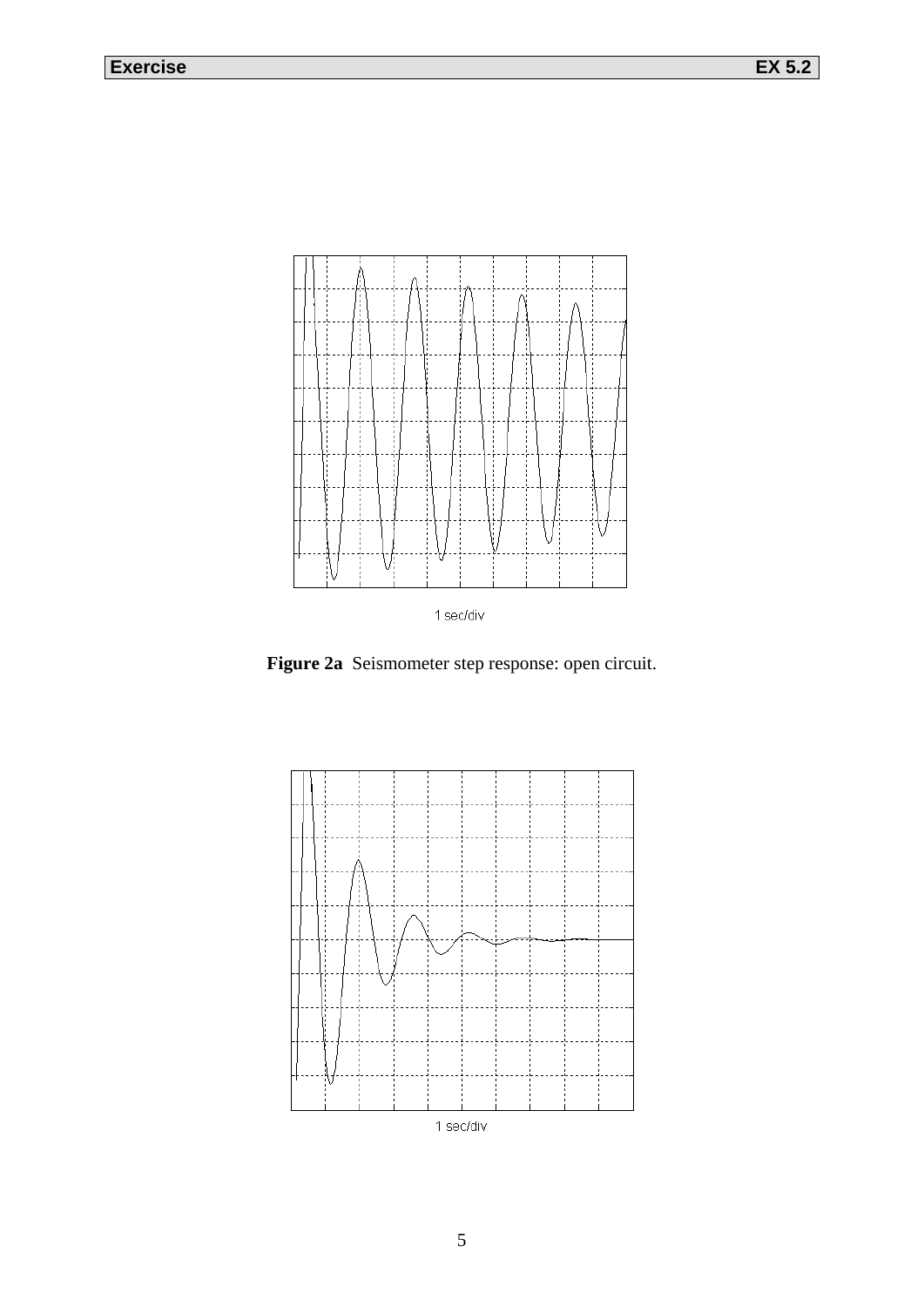1 sec/div

**Figure 2a** Seismometer step response: open circuit.

1 sec/div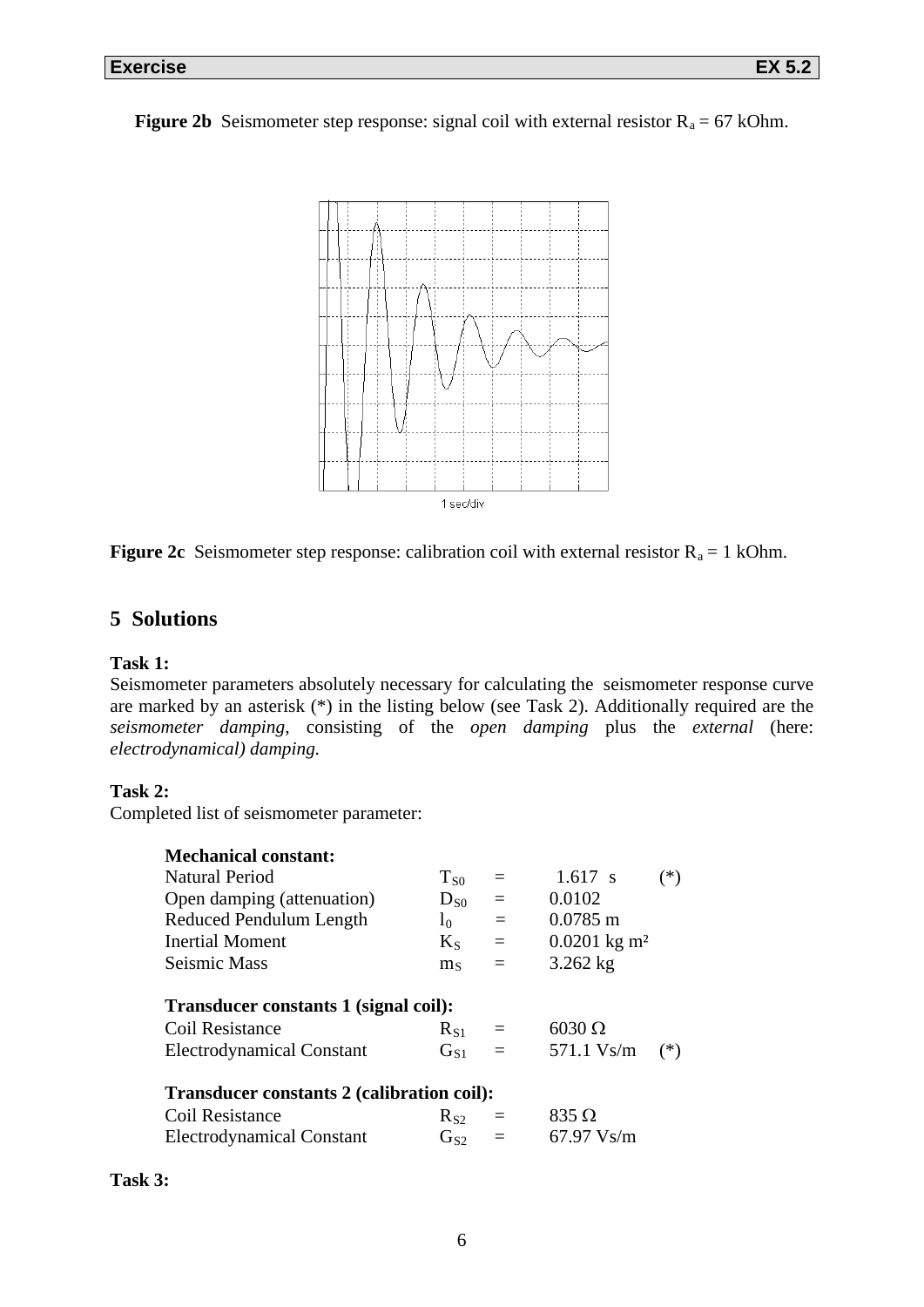**Figure 2b** Seismometer step response: signal coil with external resistor $R_a$ = 67 kOhm.

1 sec/div

**Figure 2c** Seismometer step response: calibration coil with external resistor $R_a$ = 1 kOhm.

## 5 Solutions

**Task 1:**
Seismometer parameters absolutely necessary for calculating the seismometer response curve are marked by an asterisk (*) in the listing below (see Task 2). Additionally required are the *seismometer damping*, consisting of the *open damping* plus the *external* (here: *electrodynamical) damping.*

**Task 2:**
Completed list of seismometer parameter:

**Mechanical constant:**

| | | | | |
|---|---|---|---|---|
| Natural Period | $T_{S0}$ | = | 1.617 s | (*) |
| Open damping (attenuation) | $D_{S0}$ | = | 0.0102 | |
| Reduced Pendulum Length | $l_0$ | = | 0.0785 m | |
| Inertial Moment | $K_S$ | = | 0.0201 kg m² | |
| Seismic Mass | $m_S$ | = | 3.262 kg | |

**Transducer constants 1 (signal coil):**

| | | | | |
|---|---|---|---|---|
| Coil Resistance | $R_{S1}$ | = | 6030 Ω | |
| Electrodynamical Constant | $G_{S1}$ | = | 571.1 Vs/m | (*) |

**Transducer constants 2 (calibration coil):**

| | | | |
|---|---|---|---|
| Coil Resistance | $R_{S2}$ | = | 835 Ω |
| Electrodynamical Constant | $G_{S2}$ | = | 67.97 Vs/m |

**Task 3:**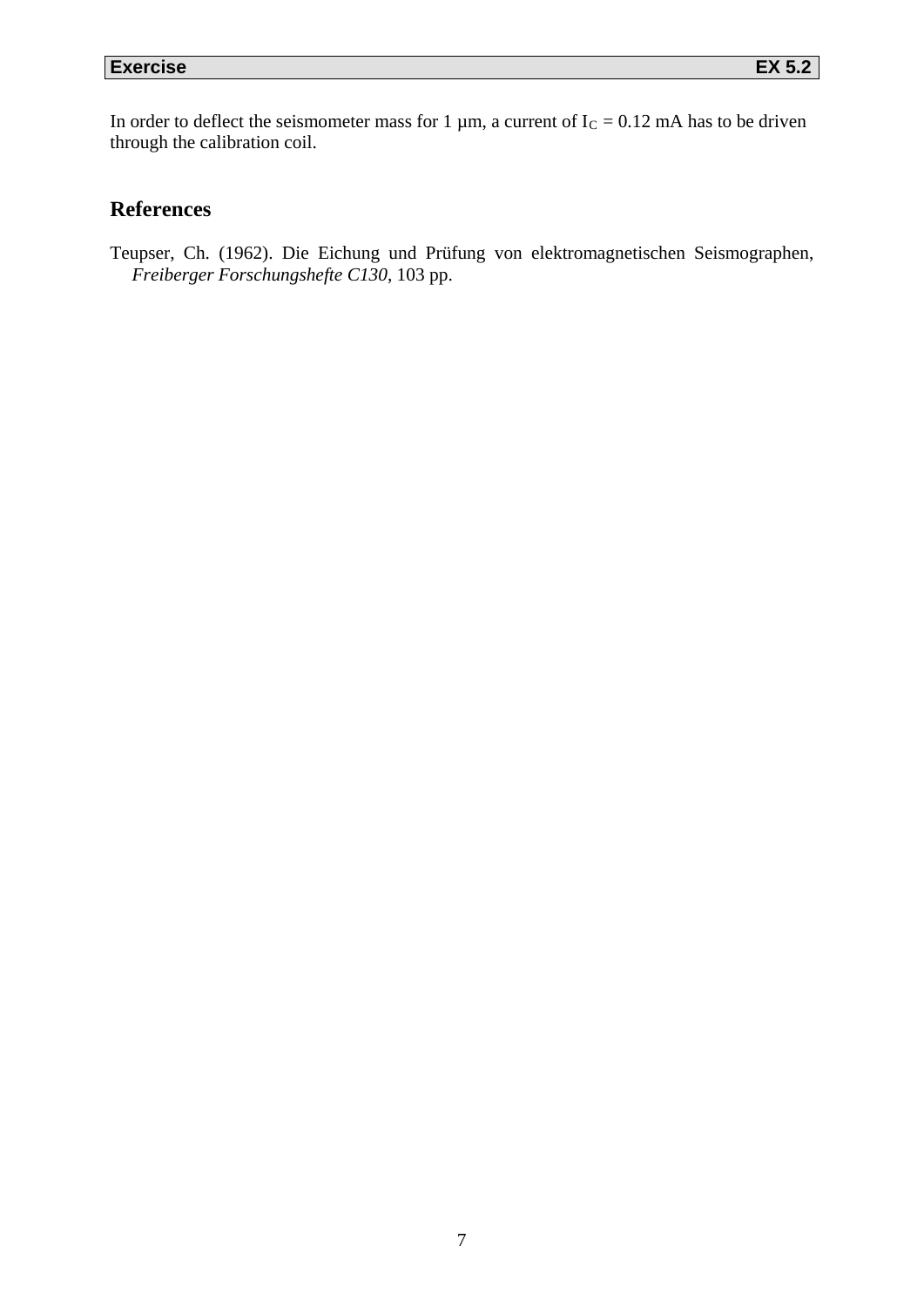In order to deflect the seismometer mass for 1 µm, a current of $I_C$ = 0.12 mA has to be driven through the calibration coil.

## References

Teupser, Ch. (1962). Die Eichung und Prüfung von elektromagnetischen Seismographen, *Freiberger Forschungshefte C130*, 103 pp.